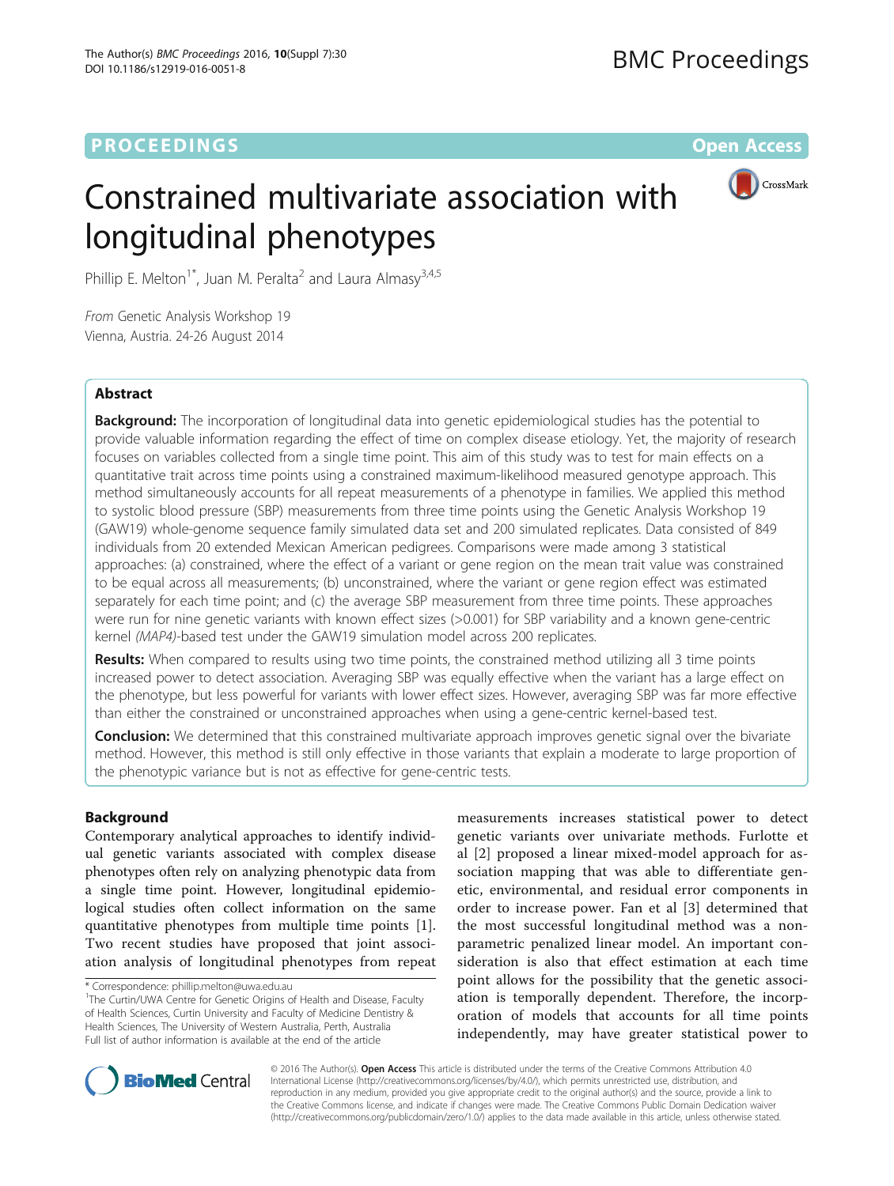PROCEEDINGS **Open Access**

# Constrained multivariate association with longitudinal phenotypes

Phillip E. Melton[1*], Juan M. Peralta[2] and Laura Almasy[3,4,5]

*From* Genetic Analysis Workshop 19
Vienna, Austria. 24-26 August 2014

## Abstract

**Background:** The incorporation of longitudinal data into genetic epidemiological studies has the potential to provide valuable information regarding the effect of time on complex disease etiology. Yet, the majority of research focuses on variables collected from a single time point. This aim of this study was to test for main effects on a quantitative trait across time points using a constrained maximum-likelihood measured genotype approach. This method simultaneously accounts for all repeat measurements of a phenotype in families. We applied this method to systolic blood pressure (SBP) measurements from three time points using the Genetic Analysis Workshop 19 (GAW19) whole-genome sequence family simulated data set and 200 simulated replicates. Data consisted of 849 individuals from 20 extended Mexican American pedigrees. Comparisons were made among 3 statistical approaches: (a) constrained, where the effect of a variant or gene region on the mean trait value was constrained to be equal across all measurements; (b) unconstrained, where the variant or gene region effect was estimated separately for each time point; and (c) the average SBP measurement from three time points. These approaches were run for nine genetic variants with known effect sizes (>0.001) for SBP variability and a known gene-centric kernel *(MAP4)*-based test under the GAW19 simulation model across 200 replicates.

**Results:** When compared to results using two time points, the constrained method utilizing all 3 time points increased power to detect association. Averaging SBP was equally effective when the variant has a large effect on the phenotype, but less powerful for variants with lower effect sizes. However, averaging SBP was far more effective than either the constrained or unconstrained approaches when using a gene-centric kernel-based test.

**Conclusion:** We determined that this constrained multivariate approach improves genetic signal over the bivariate method. However, this method is still only effective in those variants that explain a moderate to large proportion of the phenotypic variance but is not as effective for gene-centric tests.

## Background

Contemporary analytical approaches to identify individual genetic variants associated with complex disease phenotypes often rely on analyzing phenotypic data from a single time point. However, longitudinal epidemiological studies often collect information on the same quantitative phenotypes from multiple time points [1]. Two recent studies have proposed that joint association analysis of longitudinal phenotypes from repeat measurements increases statistical power to detect genetic variants over univariate methods. Furlotte et al [2] proposed a linear mixed-model approach for association mapping that was able to differentiate genetic, environmental, and residual error components in order to increase power. Fan et al [3] determined that the most successful longitudinal method was a nonparametric penalized linear model. An important consideration is also that effect estimation at each time point allows for the possibility that the genetic association is temporally dependent. Therefore, the incorporation of models that accounts for all time points independently, may have greater statistical power to

\* Correspondence: phillip.melton@uwa.edu.au
[1]The Curtin/UWA Centre for Genetic Origins of Health and Disease, Faculty of Health Sciences, Curtin University and Faculty of Medicine Dentistry & Health Sciences, The University of Western Australia, Perth, Australia
Full list of author information is available at the end of the article

© 2016 The Author(s). **Open Access** This article is distributed under the terms of the Creative Commons Attribution 4.0 International License (http://creativecommons.org/licenses/by/4.0/), which permits unrestricted use, distribution, and reproduction in any medium, provided you give appropriate credit to the original author(s) and the source, provide a link to the Creative Commons license, and indicate if changes were made. The Creative Commons Public Domain Dedication waiver (http://creativecommons.org/publicdomain/zero/1.0/) applies to the data made available in this article, unless otherwise stated.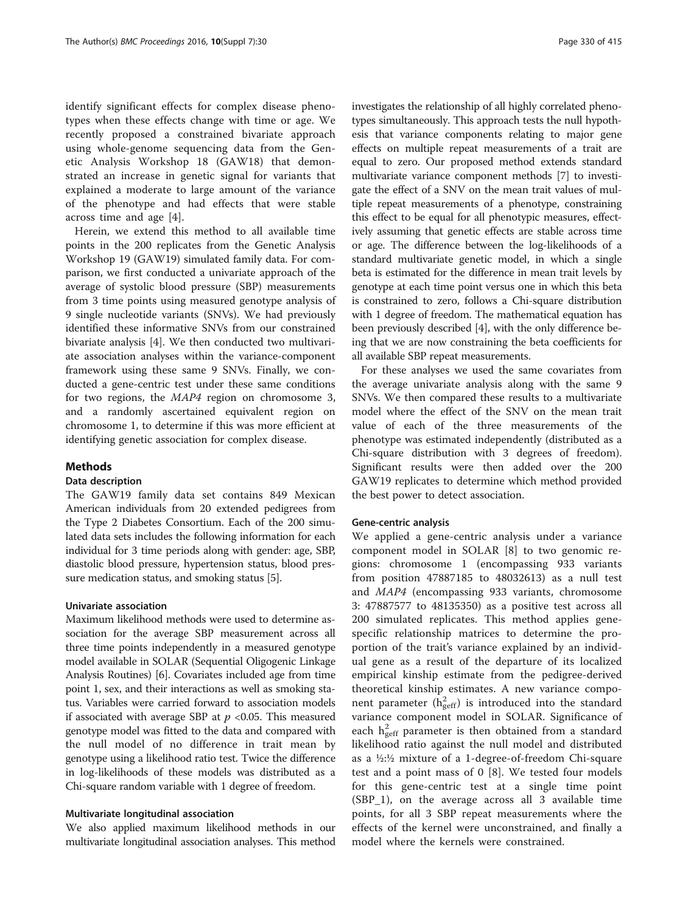identify significant effects for complex disease phenotypes when these effects change with time or age. We recently proposed a constrained bivariate approach using whole-genome sequencing data from the Genetic Analysis Workshop 18 (GAW18) that demonstrated an increase in genetic signal for variants that explained a moderate to large amount of the variance of the phenotype and had effects that were stable across time and age [4].

Herein, we extend this method to all available time points in the 200 replicates from the Genetic Analysis Workshop 19 (GAW19) simulated family data. For comparison, we first conducted a univariate approach of the average of systolic blood pressure (SBP) measurements from 3 time points using measured genotype analysis of 9 single nucleotide variants (SNVs). We had previously identified these informative SNVs from our constrained bivariate analysis [4]. We then conducted two multivariate association analyses within the variance-component framework using these same 9 SNVs. Finally, we conducted a gene-centric test under these same conditions for two regions, the *MAP4* region on chromosome 3, and a randomly ascertained equivalent region on chromosome 1, to determine if this was more efficient at identifying genetic association for complex disease.

## Methods

### Data description

The GAW19 family data set contains 849 Mexican American individuals from 20 extended pedigrees from the Type 2 Diabetes Consortium. Each of the 200 simulated data sets includes the following information for each individual for 3 time periods along with gender: age, SBP, diastolic blood pressure, hypertension status, blood pressure medication status, and smoking status [5].

#### Univariate association

Maximum likelihood methods were used to determine association for the average SBP measurement across all three time points independently in a measured genotype model available in SOLAR (Sequential Oligogenic Linkage Analysis Routines) [6]. Covariates included age from time point 1, sex, and their interactions as well as smoking status. Variables were carried forward to association models if associated with average SBP at $p < 0.05$. This measured genotype model was fitted to the data and compared with the null model of no difference in trait mean by genotype using a likelihood ratio test. Twice the difference in log-likelihoods of these models was distributed as a Chi-square random variable with 1 degree of freedom.

#### Multivariate longitudinal association

We also applied maximum likelihood methods in our multivariate longitudinal association analyses. This method investigates the relationship of all highly correlated phenotypes simultaneously. This approach tests the null hypothesis that variance components relating to major gene effects on multiple repeat measurements of a trait are equal to zero. Our proposed method extends standard multivariate variance component methods [7] to investigate the effect of a SNV on the mean trait values of multiple repeat measurements of a phenotype, constraining this effect to be equal for all phenotypic measures, effectively assuming that genetic effects are stable across time or age. The difference between the log-likelihoods of a standard multivariate genetic model, in which a single beta is estimated for the difference in mean trait levels by genotype at each time point versus one in which this beta is constrained to zero, follows a Chi-square distribution with 1 degree of freedom. The mathematical equation has been previously described [4], with the only difference being that we are now constraining the beta coefficients for all available SBP repeat measurements.

For these analyses we used the same covariates from the average univariate analysis along with the same 9 SNVs. We then compared these results to a multivariate model where the effect of the SNV on the mean trait value of each of the three measurements of the phenotype was estimated independently (distributed as a Chi-square distribution with 3 degrees of freedom). Significant results were then added over the 200 GAW19 replicates to determine which method provided the best power to detect association.

#### Gene-centric analysis

We applied a gene-centric analysis under a variance component model in SOLAR [8] to two genomic regions: chromosome 1 (encompassing 933 variants from position 47887185 to 48032613) as a null test and *MAP4* (encompassing 933 variants, chromosome 3: 47887577 to 48135350) as a positive test across all 200 simulated replicates. This method applies gene-specific relationship matrices to determine the proportion of the trait's variance explained by an individual gene as a result of the departure of its localized empirical kinship estimate from the pedigree-derived theoretical kinship estimates. A new variance component parameter ($h^2_{geff}$) is introduced into the standard variance component model in SOLAR. Significance of each $h^2_{geff}$ parameter is then obtained from a standard likelihood ratio against the null model and distributed as a ½:½ mixture of a 1-degree-of-freedom Chi-square test and a point mass of 0 [8]. We tested four models for this gene-centric test at a single time point (SBP_1), on the average across all 3 available time points, for all 3 SBP repeat measurements where the effects of the kernel were unconstrained, and finally a model where the kernels were constrained.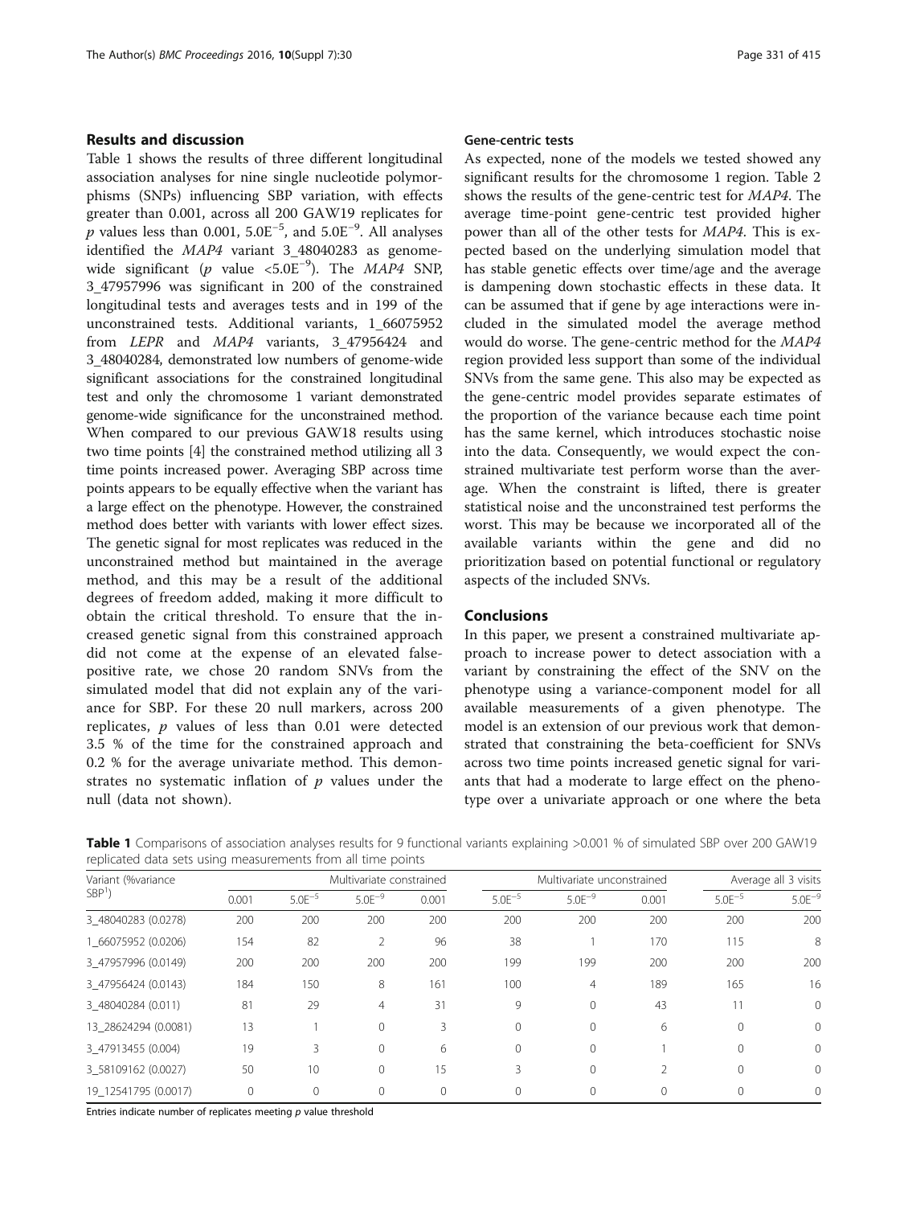## Results and discussion

Table 1 shows the results of three different longitudinal association analyses for nine single nucleotide polymorphisms (SNPs) influencing SBP variation, with effects greater than 0.001, across all 200 GAW19 replicates for $p$ values less than 0.001, $5.0E^{-5}$, and $5.0E^{-9}$. All analyses identified the *MAP4* variant 3_48040283 as genome-wide significant ($p$ value $<5.0E^{-9}$). The *MAP4* SNP, 3_47957996 was significant in 200 of the constrained longitudinal tests and averages tests and in 199 of the unconstrained tests. Additional variants, 1_66075952 from *LEPR* and *MAP4* variants, 3_47956424 and 3_48040284, demonstrated low numbers of genome-wide significant associations for the constrained longitudinal test and only the chromosome 1 variant demonstrated genome-wide significance for the unconstrained method. When compared to our previous GAW18 results using two time points [4] the constrained method utilizing all 3 time points increased power. Averaging SBP across time points appears to be equally effective when the variant has a large effect on the phenotype. However, the constrained method does better with variants with lower effect sizes. The genetic signal for most replicates was reduced in the unconstrained method but maintained in the average method, and this may be a result of the additional degrees of freedom added, making it more difficult to obtain the critical threshold. To ensure that the increased genetic signal from this constrained approach did not come at the expense of an elevated false-positive rate, we chose 20 random SNVs from the simulated model that did not explain any of the variance for SBP. For these 20 null markers, across 200 replicates, $p$ values of less than 0.01 were detected 3.5 % of the time for the constrained approach and 0.2 % for the average univariate method. This demonstrates no systematic inflation of $p$ values under the null (data not shown).

### Gene-centric tests

As expected, none of the models we tested showed any significant results for the chromosome 1 region. Table 2 shows the results of the gene-centric test for *MAP4*. The average time-point gene-centric test provided higher power than all of the other tests for *MAP4*. This is expected based on the underlying simulation model that has stable genetic effects over time/age and the average is dampening down stochastic effects in these data. It can be assumed that if gene by age interactions were included in the simulated model the average method would do worse. The gene-centric method for the *MAP4* region provided less support than some of the individual SNVs from the same gene. This also may be expected as the gene-centric model provides separate estimates of the proportion of the variance because each time point has the same kernel, which introduces stochastic noise into the data. Consequently, we would expect the constrained multivariate test perform worse than the average. When the constraint is lifted, there is greater statistical noise and the unconstrained test performs the worst. This may be because we incorporated all of the available variants within the gene and did no prioritization based on potential functional or regulatory aspects of the included SNVs.

## Conclusions

In this paper, we present a constrained multivariate approach to increase power to detect association with a variant by constraining the effect of the SNV on the phenotype using a variance-component model for all available measurements of a given phenotype. The model is an extension of our previous work that demonstrated that constraining the beta-coefficient for SNVs across two time points increased genetic signal for variants that had a moderate to large effect on the phenotype over a univariate approach or one where the beta

**Table 1** Comparisons of association analyses results for 9 functional variants explaining >0.001 % of simulated SBP over 200 GAW19 replicated data sets using measurements from all time points

| Variant (%variance SBP[1]) | Multivariate constrained | | | Multivariate unconstrained | | | Average all 3 visits | | |
|---|---|---|---|---|---|---|---|---|---|
| | 0.001 | $5.0E^{-5}$ | $5.0E^{-9}$ | 0.001 | $5.0E^{-5}$ | $5.0E^{-9}$ | 0.001 | $5.0E^{-5}$ | $5.0E^{-9}$ |
| 3_48040283 (0.0278) | 200 | 200 | 200 | 200 | 200 | 200 | 200 | 200 | 200 |
| 1_66075952 (0.0206) | 154 | 82 | 2 | 96 | 38 | 1 | 170 | 115 | 8 |
| 3_47957996 (0.0149) | 200 | 200 | 200 | 200 | 199 | 199 | 200 | 200 | 200 |
| 3_47956424 (0.0143) | 184 | 150 | 8 | 161 | 100 | 4 | 189 | 165 | 16 |
| 3_48040284 (0.011) | 81 | 29 | 4 | 31 | 9 | 0 | 43 | 11 | 0 |
| 13_28624294 (0.0081) | 13 | 1 | 0 | 3 | 0 | 0 | 6 | 0 | 0 |
| 3_47913455 (0.004) | 19 | 3 | 0 | 6 | 0 | 0 | 1 | 0 | 0 |
| 3_58109162 (0.0027) | 50 | 10 | 0 | 15 | 3 | 0 | 2 | 0 | 0 |
| 19_12541795 (0.0017) | 0 | 0 | 0 | 0 | 0 | 0 | 0 | 0 | 0 |

Entries indicate number of replicates meeting $p$ value threshold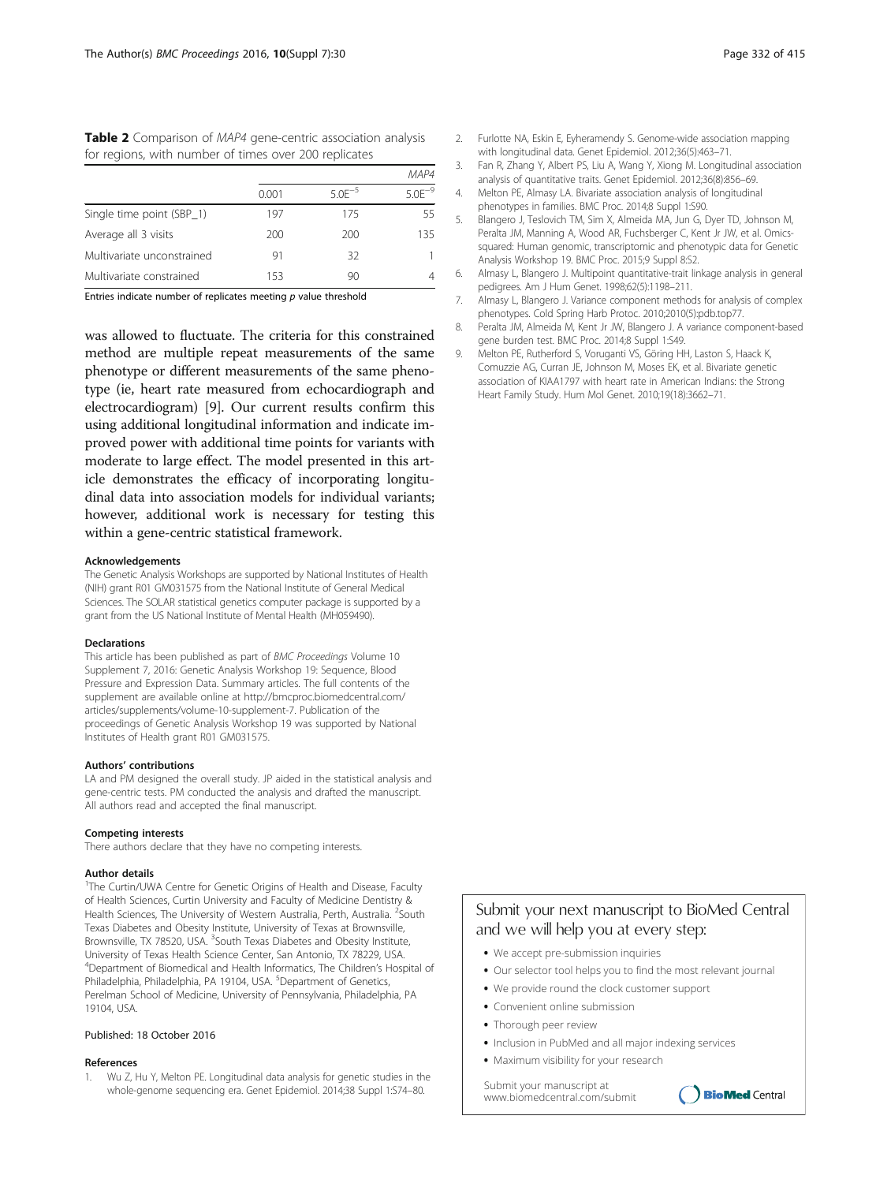**Table 2** Comparison of *MAP4* gene-centric association analysis for regions, with number of times over 200 replicates

| | | | *MAP4* |
|---|---|---|---|
| | 0.001 | $5.0E^{-5}$ | $5.0E^{-9}$ |
| Single time point (SBP_1) | 197 | 175 | 55 |
| Average all 3 visits | 200 | 200 | 135 |
| Multivariate unconstrained | 91 | 32 | 1 |
| Multivariate constrained | 153 | 90 | 4 |

Entries indicate number of replicates meeting *p* value threshold

was allowed to fluctuate. The criteria for this constrained method are multiple repeat measurements of the same phenotype or different measurements of the same phenotype (ie, heart rate measured from echocardiograph and electrocardiogram) [9]. Our current results confirm this using additional longitudinal information and indicate improved power with additional time points for variants with moderate to large effect. The model presented in this article demonstrates the efficacy of incorporating longitudinal data into association models for individual variants; however, additional work is necessary for testing this within a gene-centric statistical framework.

#### Acknowledgements

The Genetic Analysis Workshops are supported by National Institutes of Health (NIH) grant R01 GM031575 from the National Institute of General Medical Sciences. The SOLAR statistical genetics computer package is supported by a grant from the US National Institute of Mental Health (MH059490).

#### Declarations

This article has been published as part of BMC Proceedings Volume 10 Supplement 7, 2016: Genetic Analysis Workshop 19: Sequence, Blood Pressure and Expression Data. Summary articles. The full contents of the supplement are available online at http://bmcproc.biomedcentral.com/articles/supplements/volume-10-supplement-7. Publication of the proceedings of Genetic Analysis Workshop 19 was supported by National Institutes of Health grant R01 GM031575.

#### Authors' contributions

LA and PM designed the overall study. JP aided in the statistical analysis and gene-centric tests. PM conducted the analysis and drafted the manuscript. All authors read and accepted the final manuscript.

#### Competing interests

There authors declare that they have no competing interests.

#### Author details

[1]The Curtin/UWA Centre for Genetic Origins of Health and Disease, Faculty of Health Sciences, Curtin University and Faculty of Medicine Dentistry & Health Sciences, The University of Western Australia, Perth, Australia. [2]South Texas Diabetes and Obesity Institute, University of Texas at Brownsville, Brownsville, TX 78520, USA. [3]South Texas Diabetes and Obesity Institute, University of Texas Health Science Center, San Antonio, TX 78229, USA. [4]Department of Biomedical and Health Informatics, The Children's Hospital of Philadelphia, Philadelphia, PA 19104, USA. [5]Department of Genetics, Perelman School of Medicine, University of Pennsylvania, Philadelphia, PA 19104, USA.

Published: 18 October 2016

#### References

1. Wu Z, Hu Y, Melton PE. Longitudinal data analysis for genetic studies in the whole-genome sequencing era. Genet Epidemiol. 2014;38 Suppl 1:S74–80.
2. Furlotte NA, Eskin E, Eyheramendy S. Genome-wide association mapping with longitudinal data. Genet Epidemiol. 2012;36(5):463–71.
3. Fan R, Zhang Y, Albert PS, Liu A, Wang Y, Xiong M. Longitudinal association analysis of quantitative traits. Genet Epidemiol. 2012;36(8):856–69.
4. Melton PE, Almasy LA. Bivariate association analysis of longitudinal phenotypes in families. BMC Proc. 2014;8 Suppl 1:S90.
5. Blangero J, Teslovich TM, Sim X, Almeida MA, Jun G, Dyer TD, Johnson M, Peralta JM, Manning A, Wood AR, Fuchsberger C, Kent Jr JW, et al. Omics-squared: Human genomic, transcriptomic and phenotypic data for Genetic Analysis Workshop 19. BMC Proc. 2015;9 Suppl 8:S2.
6. Almasy L, Blangero J. Multipoint quantitative-trait linkage analysis in general pedigrees. Am J Hum Genet. 1998;62(5):1198–211.
7. Almasy L, Blangero J. Variance component methods for analysis of complex phenotypes. Cold Spring Harb Protoc. 2010;2010(5):pdb.top77.
8. Peralta JM, Almeida M, Kent Jr JW, Blangero J. A variance component-based gene burden test. BMC Proc. 2014;8 Suppl 1:S49.
9. Melton PE, Rutherford S, Voruganti VS, Göring HH, Laston S, Haack K, Comuzzie AG, Curran JE, Johnson M, Moses EK, et al. Bivariate genetic association of KIAA1797 with heart rate in American Indians: the Strong Heart Family Study. Hum Mol Genet. 2010;19(18):3662–71.

Submit your next manuscript to BioMed Central and we will help you at every step:

- We accept pre-submission inquiries
- Our selector tool helps you to find the most relevant journal
- We provide round the clock customer support
- Convenient online submission
- Thorough peer review
- Inclusion in PubMed and all major indexing services
- Maximum visibility for your research

Submit your manuscript at www.biomedcentral.com/submit